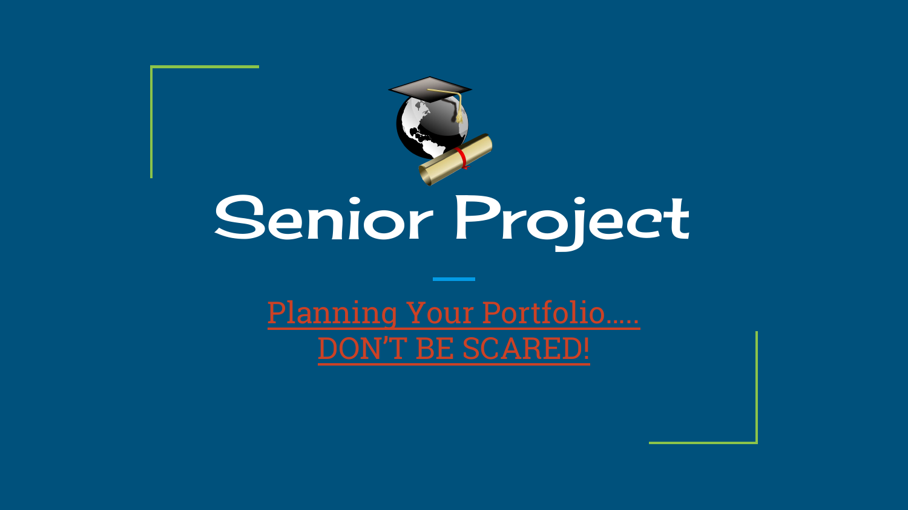# Senior Project

Planning Your Portfolio.....
DON'T BE SCARED!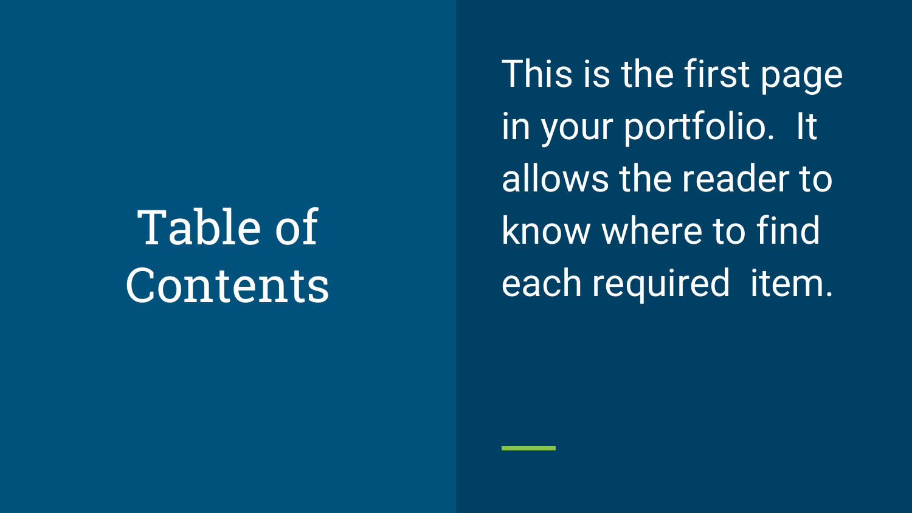# Table of Contents

This is the first page in your portfolio. It allows the reader to know where to find each required item.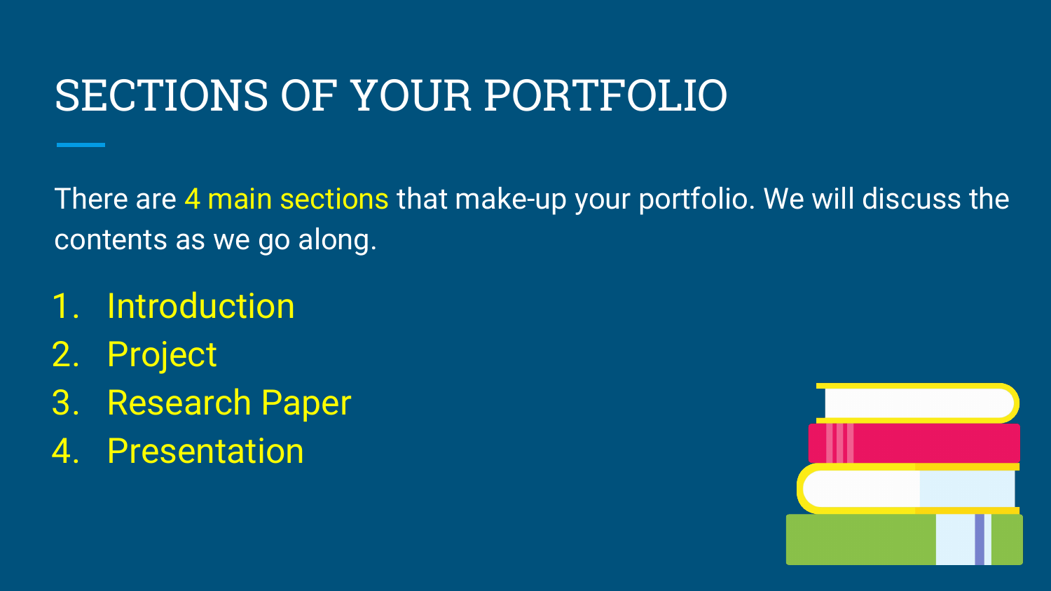# SECTIONS OF YOUR PORTFOLIO

There are 4 main sections that make-up your portfolio. We will discuss the contents as we go along.

1. Introduction
2. Project
3. Research Paper
4. Presentation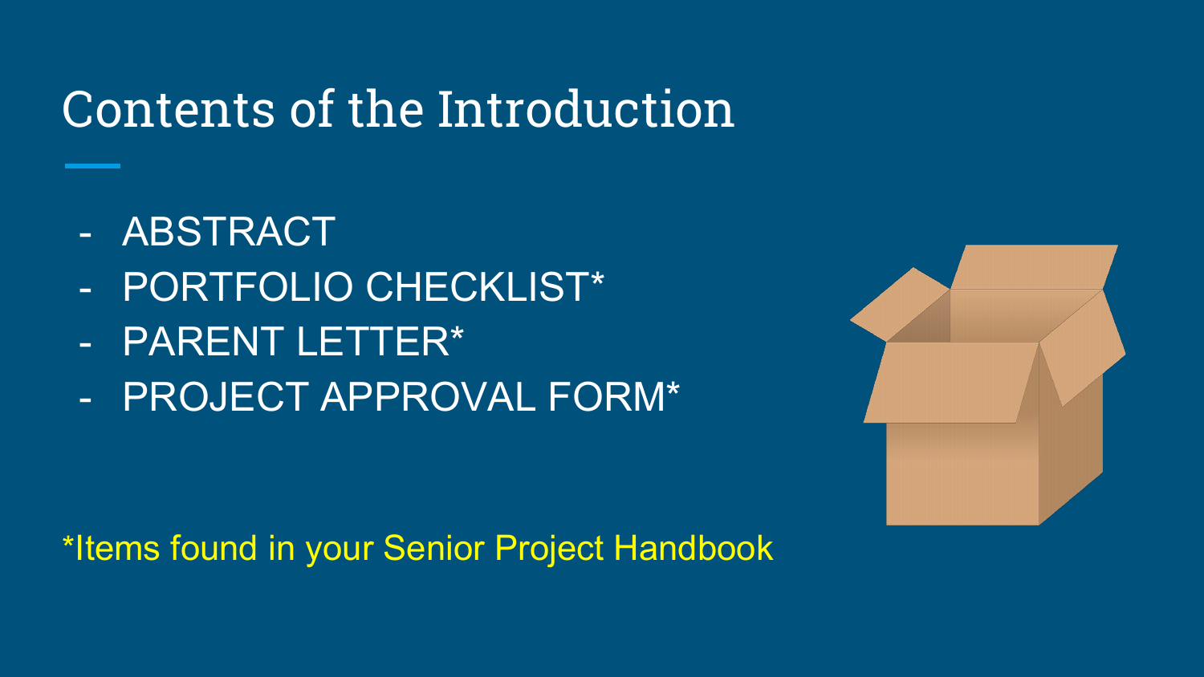# Contents of the Introduction

- ABSTRACT
- PORTFOLIO CHECKLIST*
- PARENT LETTER*
- PROJECT APPROVAL FORM*

*Items found in your Senior Project Handbook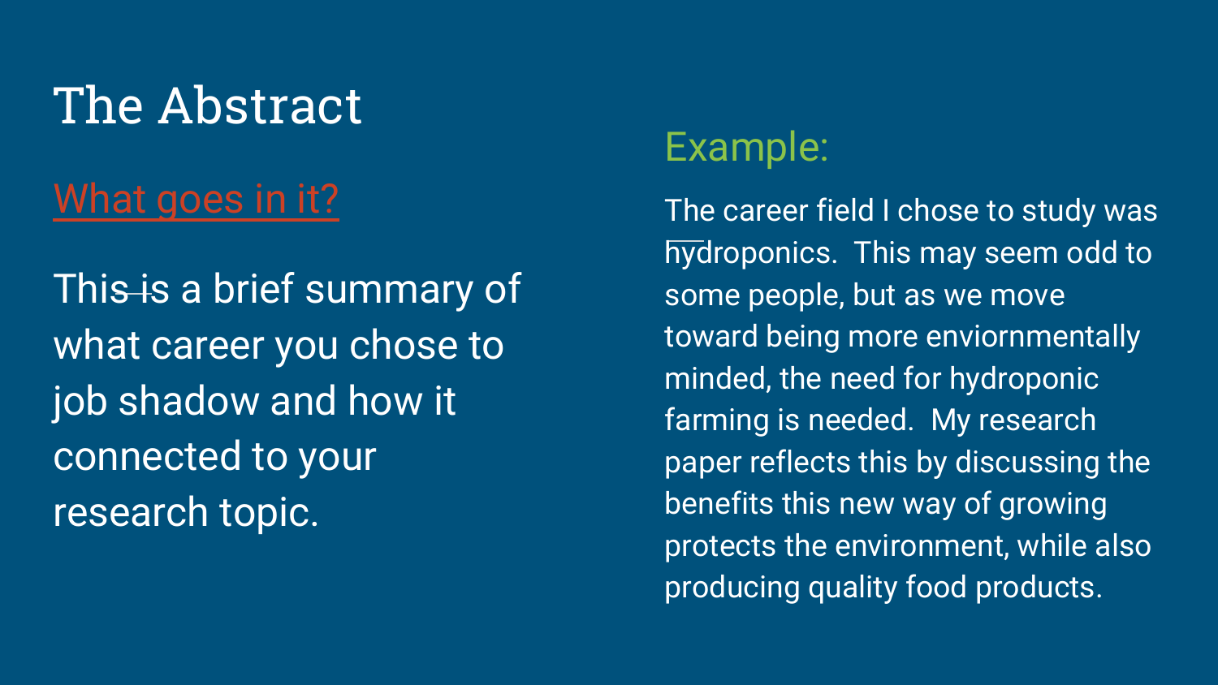# The Abstract

## What goes in it?

This ~~is~~ is a brief summary of what career you chose to job shadow and how it connected to your research topic.

### Example:

The career field I chose to study was hydroponics. This may seem odd to some people, but as we move toward being more enviornmentally minded, the need for hydroponic farming is needed. My research paper reflects this by discussing the benefits this new way of growing protects the environment, while also producing quality food products.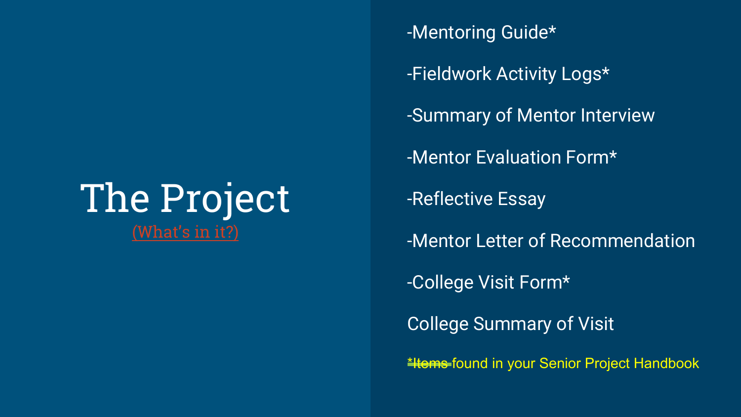# The Project

(What's in it?)

-Mentoring Guide*

-Fieldwork Activity Logs*

-Summary of Mentor Interview

-Mentor Evaluation Form*

-Reflective Essay

-Mentor Letter of Recommendation

-College Visit Form*

College Summary of Visit

~~*Items~~ found in your Senior Project Handbook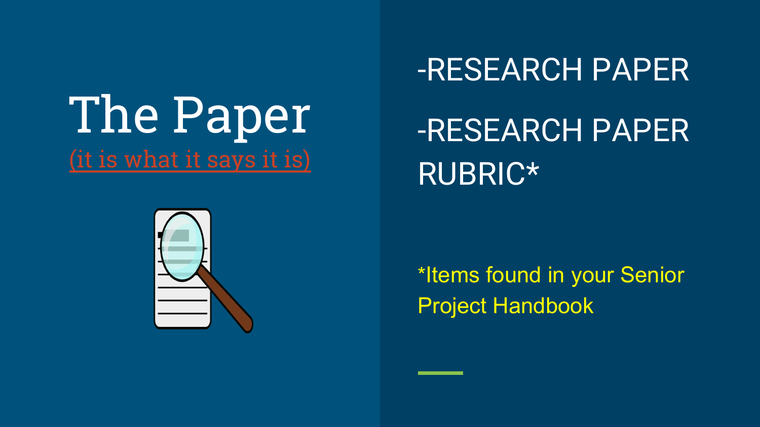# The Paper

(it is what it says it is)

-RESEARCH PAPER

-RESEARCH PAPER RUBRIC*

*Items found in your Senior Project Handbook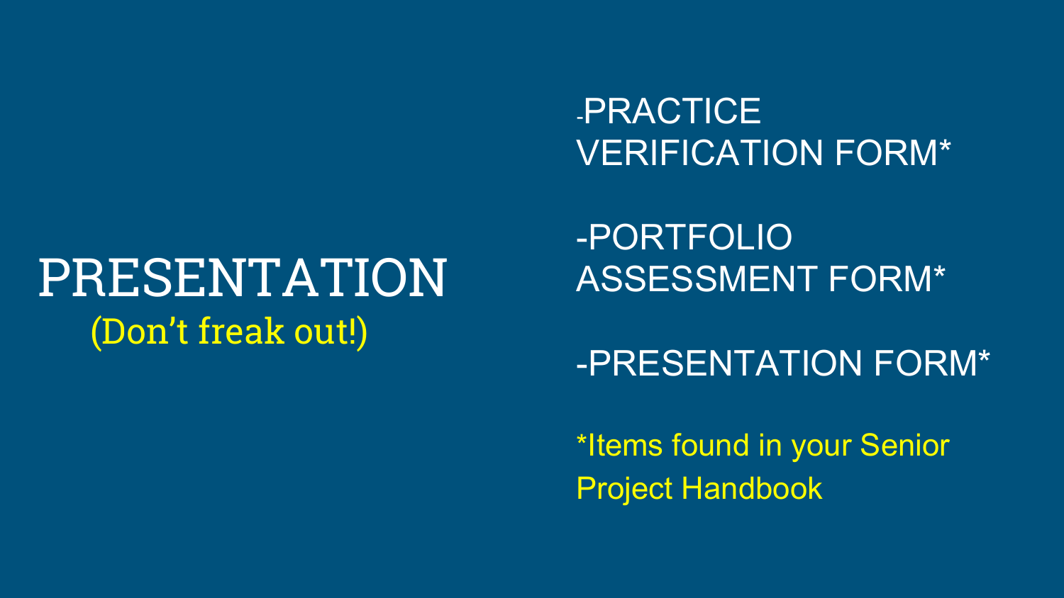# PRESENTATION

(Don't freak out!)

-PRACTICE VERIFICATION FORM*

-PORTFOLIO ASSESSMENT FORM*

-PRESENTATION FORM*

*Items found in your Senior Project Handbook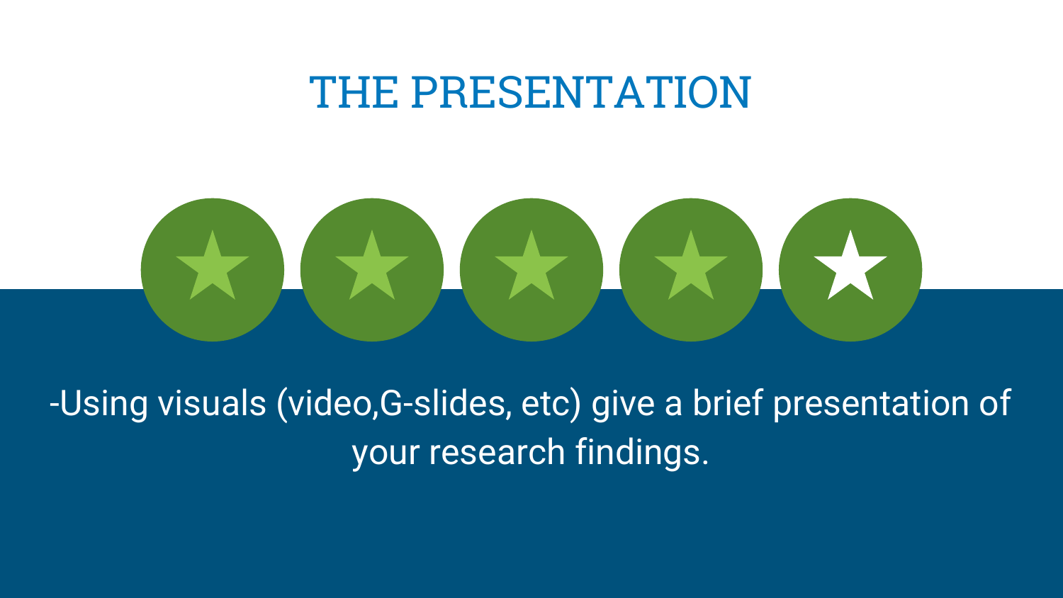# THE PRESENTATION

-Using visuals (video,G-slides, etc) give a brief presentation of your research findings.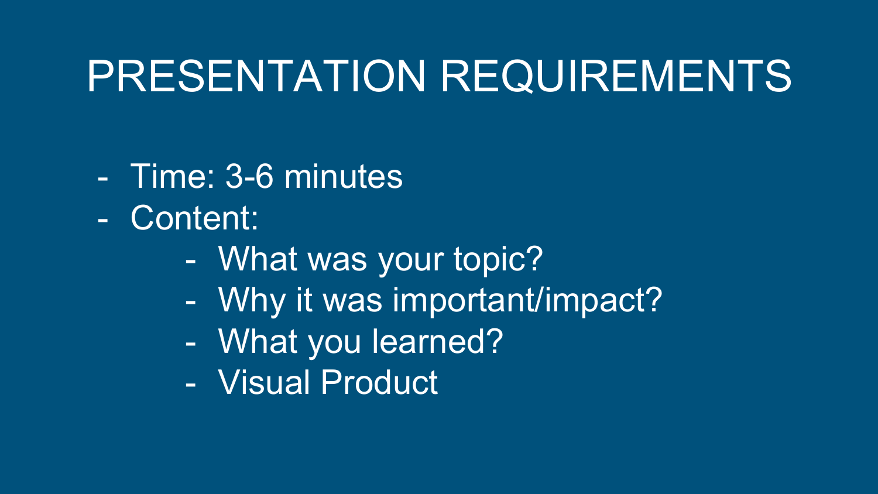# PRESENTATION REQUIREMENTS

- Time: 3-6 minutes
- Content:
    - What was your topic?
    - Why it was important/impact?
    - What you learned?
    - Visual Product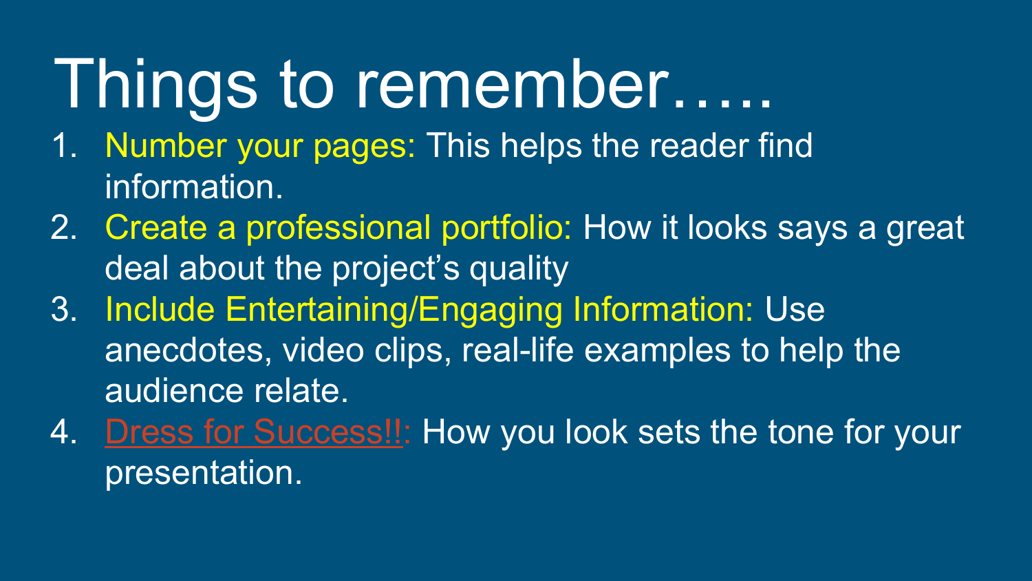# Things to remember…..

1. Number your pages: This helps the reader find information.
2. Create a professional portfolio: How it looks says a great deal about the project's quality
3. Include Entertaining/Engaging Information: Use anecdotes, video clips, real-life examples to help the audience relate.
4. Dress for Success!!: How you look sets the tone for your presentation.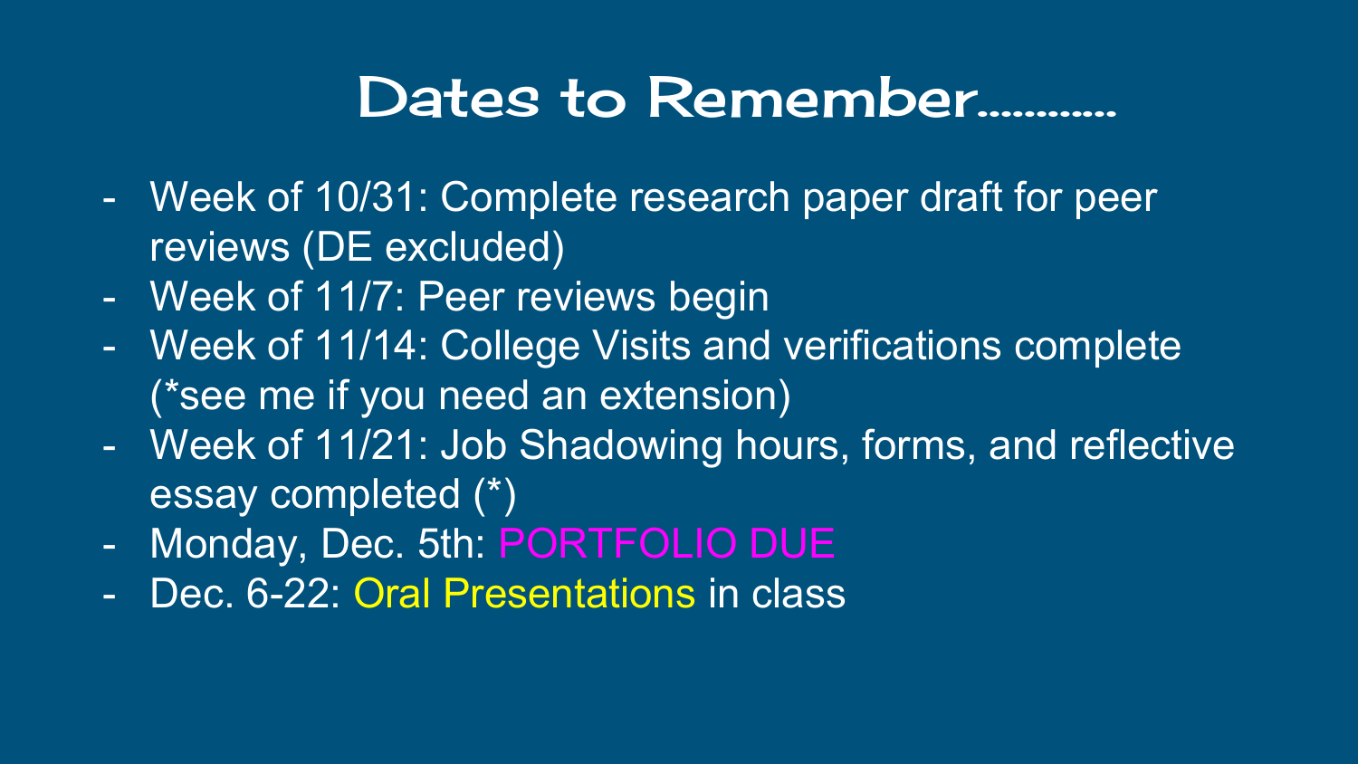# Dates to Remember…………

- Week of 10/31: Complete research paper draft for peer reviews (DE excluded)
- Week of 11/7: Peer reviews begin
- Week of 11/14: College Visits and verifications complete (*see me if you need an extension)
- Week of 11/21: Job Shadowing hours, forms, and reflective essay completed (*)
- Monday, Dec. 5th: PORTFOLIO DUE
- Dec. 6-22: Oral Presentations in class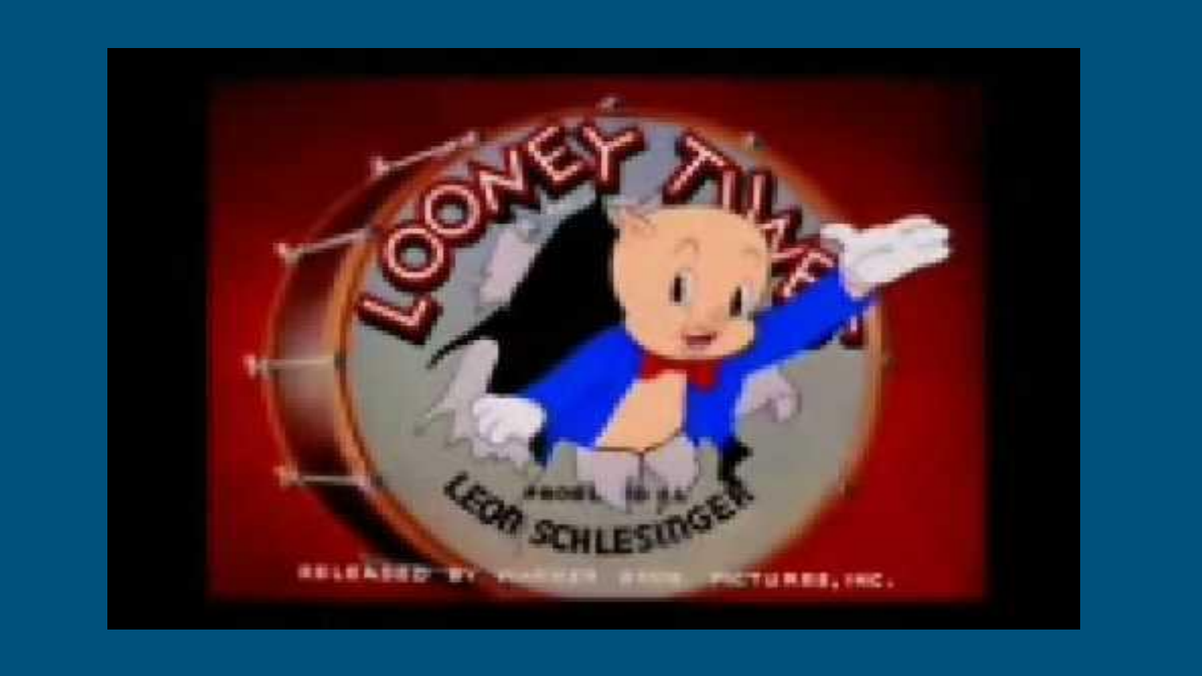LOONEY TUNES

PRODUCED BY

LEON SCHLESINGER

RELEASED BY WARNER BROS. PICTURES, INC.